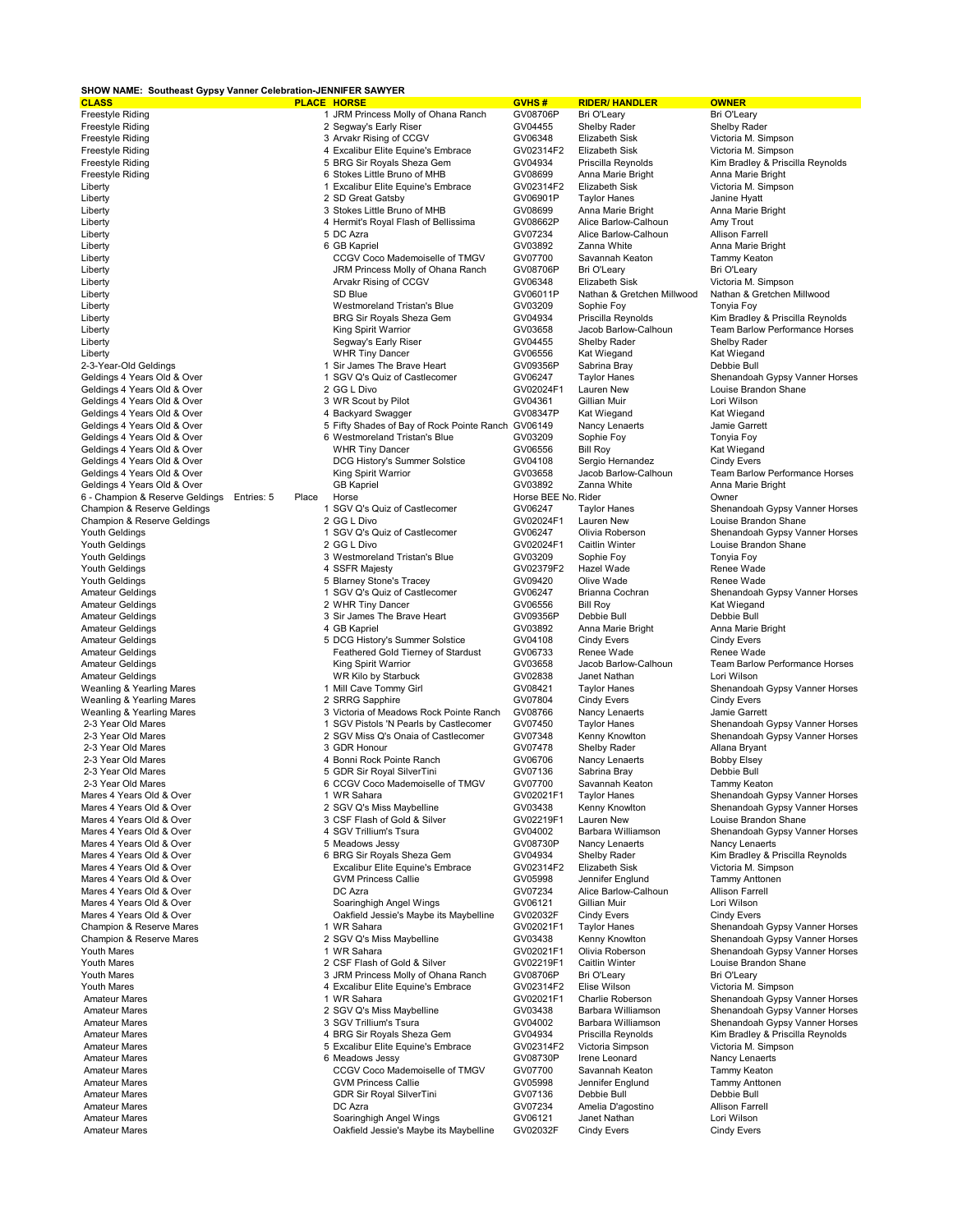**SHOW NAME: Southeast Gypsy Vanner Celebration-JENNIFER SAWYER**

| CLASS | PLACE | HORSE | GVHS # | RIDER/ HANDLER | OWNER |
|---|---|---|---|---|---|
| Freestyle Riding | 1 | JRM Princess Molly of Ohana Ranch | GV08706P | Bri O'Leary | Bri O'Leary |
| Freestyle Riding | 2 | Segway's Early Riser | GV04455 | Shelby Rader | Shelby Rader |
| Freestyle Riding | 3 | Arvakr Rising of CCGV | GV06348 | Elizabeth Sisk | Victoria M. Simpson |
| Freestyle Riding | 4 | Excalibur Elite Equine's Embrace | GV02314F2 | Elizabeth Sisk | Victoria M. Simpson |
| Freestyle Riding | 5 | BRG Sir Royals Sheza Gem | GV04934 | Priscilla Reynolds | Kim Bradley & Priscilla Reynolds |
| Freestyle Riding | 6 | Stokes Little Bruno of MHB | GV08699 | Anna Marie Bright | Anna Marie Bright |
| Liberty | 1 | Excalibur Elite Equine's Embrace | GV02314F2 | Elizabeth Sisk | Victoria M. Simpson |
| Liberty | 2 | SD Great Gatsby | GV06901P | Taylor Hanes | Janine Hyatt |
| Liberty | 3 | Stokes Little Bruno of MHB | GV08699 | Anna Marie Bright | Anna Marie Bright |
| Liberty | 4 | Hermit's Royal Flash of Bellissima | GV08662P | Alice Barlow-Calhoun | Amy Trout |
| Liberty | 5 | DC Azra | GV07234 | Alice Barlow-Calhoun | Allison Farrell |
| Liberty | 6 | GB Kapriel | GV03892 | Zanna White | Anna Marie Bright |
| Liberty | | CCGV Coco Mademoiselle of TMGV | GV07700 | Savannah Keaton | Tammy Keaton |
| Liberty | | JRM Princess Molly of Ohana Ranch | GV08706P | Bri O'Leary | Bri O'Leary |
| Liberty | | Arvakr Rising of CCGV | GV06348 | Elizabeth Sisk | Victoria M. Simpson |
| Liberty | | SD Blue | GV06011P | Nathan & Gretchen Millwood | Nathan & Gretchen Millwood |
| Liberty | | Westmoreland Tristan's Blue | GV03209 | Sophie Foy | Tonyia Foy |
| Liberty | | BRG Sir Royals Sheza Gem | GV04934 | Priscilla Reynolds | Kim Bradley & Priscilla Reynolds |
| Liberty | | King Spirit Warrior | GV03658 | Jacob Barlow-Calhoun | Team Barlow Performance Horses |
| Liberty | | Segway's Early Riser | GV04455 | Shelby Rader | Shelby Rader |
| Liberty | | WHR Tiny Dancer | GV06556 | Kat Wiegand | Kat Wiegand |
| 2-3-Year-Old Geldings | 1 | Sir James The Brave Heart | GV09356P | Sabrina Bray | Debbie Bull |
| Geldings 4 Years Old & Over | 1 | SGV Q's Quiz of Castlecomer | GV06247 | Taylor Hanes | Shenandoah Gypsy Vanner Horses |
| Geldings 4 Years Old & Over | 2 | GG L Divo | GV02024F1 | Lauren New | Louise Brandon Shane |
| Geldings 4 Years Old & Over | 3 | WR Scout by Pilot | GV04361 | Gillian Muir | Lori Wilson |
| Geldings 4 Years Old & Over | 4 | Backyard Swagger | GV08347P | Kat Wiegand | Kat Wiegand |
| Geldings 4 Years Old & Over | 5 | Fifty Shades of Bay of Rock Pointe Ranch | GV06149 | Nancy Lenaerts | Jamie Garrett |
| Geldings 4 Years Old & Over | 6 | Westmoreland Tristan's Blue | GV03209 | Sophie Foy | Tonyia Foy |
| Geldings 4 Years Old & Over | | WHR Tiny Dancer | GV06556 | Bill Roy | Kat Wiegand |
| Geldings 4 Years Old & Over | | DCG History's Summer Solstice | GV04108 | Sergio Hernandez | Cindy Evers |
| Geldings 4 Years Old & Over | | King Spirit Warrior | GV03658 | Jacob Barlow-Calhoun | Team Barlow Performance Horses |
| Geldings 4 Years Old & Over | | GB Kapriel | GV03892 | Zanna White | Anna Marie Bright |
| 6 - Champion & Reserve Geldings Entries: 5 | Place | Horse | Horse BEE No. | Rider | Owner |
| Champion & Reserve Geldings | 1 | SGV Q's Quiz of Castlecomer | GV06247 | Taylor Hanes | Shenandoah Gypsy Vanner Horses |
| Champion & Reserve Geldings | 2 | GG L Divo | GV02024F1 | Lauren New | Louise Brandon Shane |
| Youth Geldings | 1 | SGV Q's Quiz of Castlecomer | GV06247 | Olivia Roberson | Shenandoah Gypsy Vanner Horses |
| Youth Geldings | 2 | GG L Divo | GV02024F1 | Caitlin Winter | Louise Brandon Shane |
| Youth Geldings | 3 | Westmoreland Tristan's Blue | GV03209 | Sophie Foy | Tonyia Foy |
| Youth Geldings | 4 | SSFR Majesty | GV02379F2 | Hazel Wade | Renee Wade |
| Youth Geldings | 5 | Blarney Stone's Tracey | GV09420 | Olive Wade | Renee Wade |
| Amateur Geldings | 1 | SGV Q's Quiz of Castlecomer | GV06247 | Brianna Cochran | Shenandoah Gypsy Vanner Horses |
| Amateur Geldings | 2 | WHR Tiny Dancer | GV06556 | Bill Roy | Kat Wiegand |
| Amateur Geldings | 3 | Sir James The Brave Heart | GV09356P | Debbie Bull | Debbie Bull |
| Amateur Geldings | 4 | GB Kapriel | GV03892 | Anna Marie Bright | Anna Marie Bright |
| Amateur Geldings | 5 | DCG History's Summer Solstice | GV04108 | Cindy Evers | Cindy Evers |
| Amateur Geldings | | Feathered Gold Tierney of Stardust | GV06733 | Renee Wade | Renee Wade |
| Amateur Geldings | | King Spirit Warrior | GV03658 | Jacob Barlow-Calhoun | Team Barlow Performance Horses |
| Amateur Geldings | | WR Kilo by Starbuck | GV02838 | Janet Nathan | Lori Wilson |
| Weanling & Yearling Mares | 1 | Mill Cave Tommy Girl | GV08421 | Taylor Hanes | Shenandoah Gypsy Vanner Horses |
| Weanling & Yearling Mares | 2 | SRRG Sapphire | GV07804 | Cindy Evers | Cindy Evers |
| Weanling & Yearling Mares | 3 | Victoria of Meadows Rock Pointe Ranch | GV08766 | Nancy Lenaerts | Jamie Garrett |
| 2-3 Year Old Mares | 1 | SGV Pistols 'N Pearls by Castlecomer | GV07450 | Taylor Hanes | Shenandoah Gypsy Vanner Horses |
| 2-3 Year Old Mares | 2 | SGV Miss Q's Onaia of Castlecomer | GV07348 | Kenny Knowlton | Shenandoah Gypsy Vanner Horses |
| 2-3 Year Old Mares | 3 | GDR Honour | GV07478 | Shelby Rader | Allana Bryant |
| 2-3 Year Old Mares | 4 | Bonni Rock Pointe Ranch | GV06706 | Nancy Lenaerts | Bobby Elsey |
| 2-3 Year Old Mares | 5 | GDR Sir Royal SilverTini | GV07136 | Sabrina Bray | Debbie Bull |
| 2-3 Year Old Mares | 6 | CCGV Coco Mademoiselle of TMGV | GV07700 | Savannah Keaton | Tammy Keaton |
| Mares 4 Years Old & Over | 1 | WR Sahara | GV02021F1 | Taylor Hanes | Shenandoah Gypsy Vanner Horses |
| Mares 4 Years Old & Over | 2 | SGV Q's Miss Maybelline | GV03438 | Kenny Knowlton | Shenandoah Gypsy Vanner Horses |
| Mares 4 Years Old & Over | 3 | CSF Flash of Gold & Silver | GV02219F1 | Lauren New | Louise Brandon Shane |
| Mares 4 Years Old & Over | 4 | SGV Trillium's Tsura | GV04002 | Barbara Williamson | Shenandoah Gypsy Vanner Horses |
| Mares 4 Years Old & Over | 5 | Meadows Jessy | GV08730P | Nancy Lenaerts | Nancy Lenaerts |
| Mares 4 Years Old & Over | 6 | BRG Sir Royals Sheza Gem | GV04934 | Shelby Rader | Kim Bradley & Priscilla Reynolds |
| Mares 4 Years Old & Over | | Excalibur Elite Equine's Embrace | GV02314F2 | Elizabeth Sisk | Victoria M. Simpson |
| Mares 4 Years Old & Over | | GVM Princess Callie | GV05998 | Jennifer Englund | Tammy Anttonen |
| Mares 4 Years Old & Over | | DC Azra | GV07234 | Alice Barlow-Calhoun | Allison Farrell |
| Mares 4 Years Old & Over | | Soaringhigh Angel Wings | GV06121 | Gillian Muir | Lori Wilson |
| Mares 4 Years Old & Over | | Oakfield Jessie's Maybe its Maybelline | GV02032F | Cindy Evers | Cindy Evers |
| Champion & Reserve Mares | 1 | WR Sahara | GV02021F1 | Taylor Hanes | Shenandoah Gypsy Vanner Horses |
| Champion & Reserve Mares | 2 | SGV Q's Miss Maybelline | GV03438 | Kenny Knowlton | Shenandoah Gypsy Vanner Horses |
| Youth Mares | 1 | WR Sahara | GV02021F1 | Olivia Roberson | Shenandoah Gypsy Vanner Horses |
| Youth Mares | 2 | CSF Flash of Gold & Silver | GV02219F1 | Caitlin Winter | Louise Brandon Shane |
| Youth Mares | 3 | JRM Princess Molly of Ohana Ranch | GV08706P | Bri O'Leary | Bri O'Leary |
| Youth Mares | 4 | Excalibur Elite Equine's Embrace | GV02314F2 | Elise Wilson | Victoria M. Simpson |
| Amateur Mares | 1 | WR Sahara | GV02021F1 | Charlie Roberson | Shenandoah Gypsy Vanner Horses |
| Amateur Mares | 2 | SGV Q's Miss Maybelline | GV03438 | Barbara Williamson | Shenandoah Gypsy Vanner Horses |
| Amateur Mares | 3 | SGV Trillium's Tsura | GV04002 | Barbara Williamson | Shenandoah Gypsy Vanner Horses |
| Amateur Mares | 4 | BRG Sir Royals Sheza Gem | GV04934 | Priscilla Reynolds | Kim Bradley & Priscilla Reynolds |
| Amateur Mares | 5 | Excalibur Elite Equine's Embrace | GV02314F2 | Victoria Simpson | Victoria M. Simpson |
| Amateur Mares | 6 | Meadows Jessy | GV08730P | Irene Leonard | Nancy Lenaerts |
| Amateur Mares | | CCGV Coco Mademoiselle of TMGV | GV07700 | Savannah Keaton | Tammy Keaton |
| Amateur Mares | | GVM Princess Callie | GV05998 | Jennifer Englund | Tammy Anttonen |
| Amateur Mares | | GDR Sir Royal SilverTini | GV07136 | Debbie Bull | Debbie Bull |
| Amateur Mares | | DC Azra | GV07234 | Amelia D'agostino | Allison Farrell |
| Amateur Mares | | Soaringhigh Angel Wings | GV06121 | Janet Nathan | Lori Wilson |
| Amateur Mares | | Oakfield Jessie's Maybe its Maybelline | GV02032F | Cindy Evers | Cindy Evers |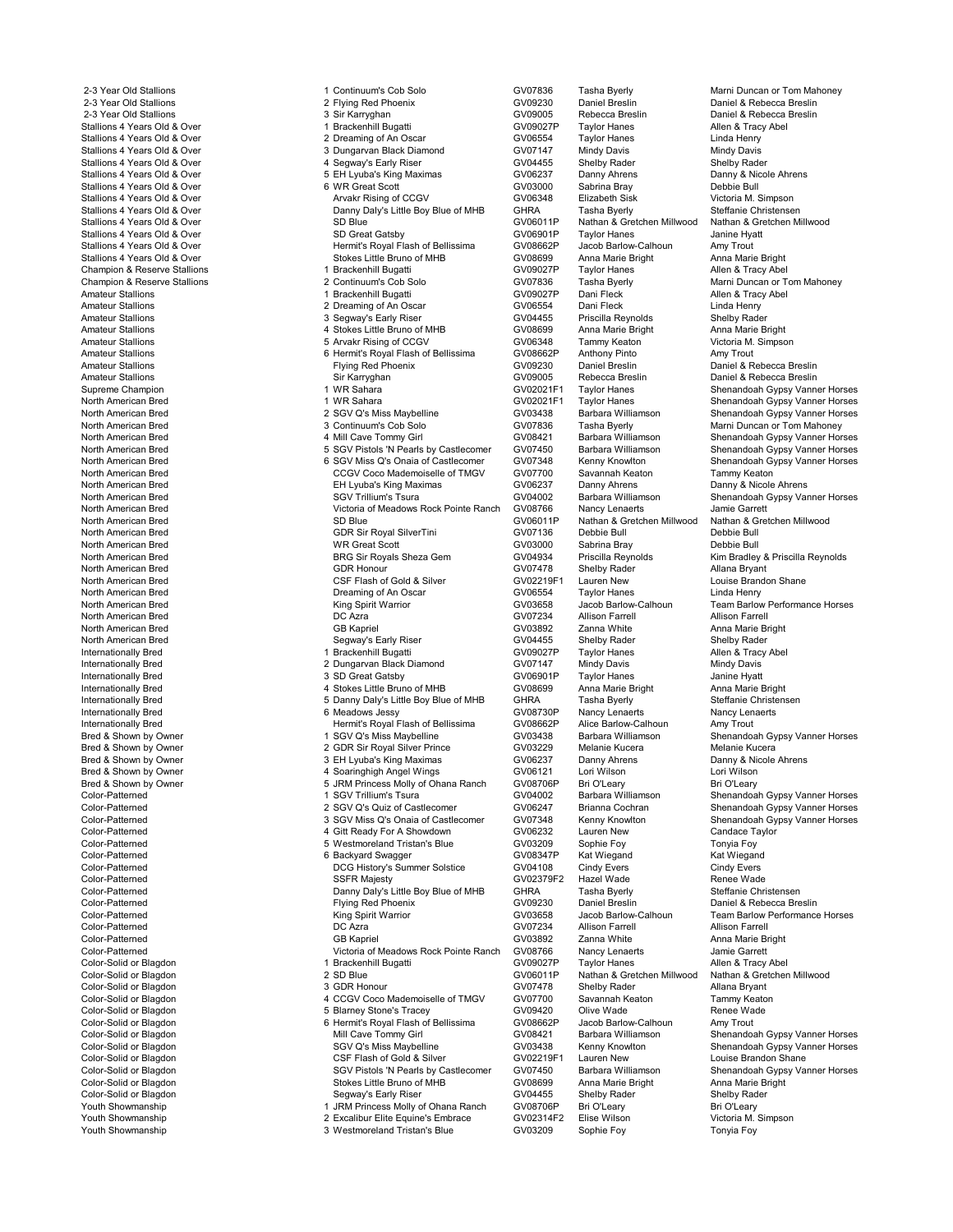| Class | Place | Horse | Reg. No. | Rider/Handler | Owner |
|---|---|---|---|---|---|
| 2-3 Year Old Stallions | 1 | Continuum's Cob Solo | GV07836 | Tasha Byerly | Marni Duncan or Tom Mahoney |
| 2-3 Year Old Stallions | 2 | Flying Red Phoenix | GV09230 | Daniel Breslin | Daniel & Rebecca Breslin |
| 2-3 Year Old Stallions | 3 | Sir Karryghan | GV09005 | Rebecca Breslin | Daniel & Rebecca Breslin |
| Stallions 4 Years Old & Over | 1 | Brackenhill Bugatti | GV09027P | Taylor Hanes | Allen & Tracy Abel |
| Stallions 4 Years Old & Over | 2 | Dreaming of An Oscar | GV06554 | Taylor Hanes | Linda Henry |
| Stallions 4 Years Old & Over | 3 | Dungarvan Black Diamond | GV07147 | Mindy Davis | Mindy Davis |
| Stallions 4 Years Old & Over | 4 | Segway's Early Riser | GV04455 | Shelby Rader | Shelby Rader |
| Stallions 4 Years Old & Over | 5 | EH Lyuba's King Maximas | GV06237 | Danny Ahrens | Danny & Nicole Ahrens |
| Stallions 4 Years Old & Over | 6 | WR Great Scott | GV03000 | Sabrina Bray | Debbie Bull |
| Stallions 4 Years Old & Over | | Arvakr Rising of CCGV | GV06348 | Elizabeth Sisk | Victoria M. Simpson |
| Stallions 4 Years Old & Over | | Danny Daly's Little Boy Blue of MHB | GHRA | Tasha Byerly | Steffanie Christensen |
| Stallions 4 Years Old & Over | | SD Blue | GV06011P | Nathan & Gretchen Millwood | Nathan & Gretchen Millwood |
| Stallions 4 Years Old & Over | | SD Great Gatsby | GV06901P | Taylor Hanes | Janine Hyatt |
| Stallions 4 Years Old & Over | | Hermit's Royal Flash of Bellissima | GV08662P | Jacob Barlow-Calhoun | Amy Trout |
| Stallions 4 Years Old & Over | | Stokes Little Bruno of MHB | GV08699 | Anna Marie Bright | Anna Marie Bright |
| Champion & Reserve Stallions | 1 | Brackenhill Bugatti | GV09027P | Taylor Hanes | Allen & Tracy Abel |
| Champion & Reserve Stallions | 2 | Continuum's Cob Solo | GV07836 | Tasha Byerly | Marni Duncan or Tom Mahoney |
| Amateur Stallions | 1 | Brackenhill Bugatti | GV09027P | Dani Fleck | Allen & Tracy Abel |
| Amateur Stallions | 2 | Dreaming of An Oscar | GV06554 | Dani Fleck | Linda Henry |
| Amateur Stallions | 3 | Segway's Early Riser | GV04455 | Priscilla Reynolds | Shelby Rader |
| Amateur Stallions | 4 | Stokes Little Bruno of MHB | GV08699 | Anna Marie Bright | Anna Marie Bright |
| Amateur Stallions | 5 | Arvakr Rising of CCGV | GV06348 | Tammy Keaton | Victoria M. Simpson |
| Amateur Stallions | 6 | Hermit's Royal Flash of Bellissima | GV08662P | Anthony Pinto | Amy Trout |
| Amateur Stallions | | Flying Red Phoenix | GV09230 | Daniel Breslin | Daniel & Rebecca Breslin |
| Amateur Stallions | | Sir Karryghan | GV09005 | Rebecca Breslin | Daniel & Rebecca Breslin |
| Supreme Champion | 1 | WR Sahara | GV02021F1 | Taylor Hanes | Shenandoah Gypsy Vanner Horses |
| North American Bred | 1 | WR Sahara | GV02021F1 | Taylor Hanes | Shenandoah Gypsy Vanner Horses |
| North American Bred | 2 | SGV Q's Miss Maybelline | GV03438 | Barbara Williamson | Shenandoah Gypsy Vanner Horses |
| North American Bred | 3 | Continuum's Cob Solo | GV07836 | Tasha Byerly | Marni Duncan or Tom Mahoney |
| North American Bred | 4 | Mill Cave Tommy Girl | GV08421 | Barbara Williamson | Shenandoah Gypsy Vanner Horses |
| North American Bred | 5 | SGV Pistols 'N Pearls by Castlecomer | GV07450 | Barbara Williamson | Shenandoah Gypsy Vanner Horses |
| North American Bred | 6 | SGV Miss Q's Onaia of Castlecomer | GV07348 | Kenny Knowlton | Shenandoah Gypsy Vanner Horses |
| North American Bred | | CCGV Coco Mademoiselle of TMGV | GV07700 | Savannah Keaton | Tammy Keaton |
| North American Bred | | EH Lyuba's King Maximas | GV06237 | Danny Ahrens | Danny & Nicole Ahrens |
| North American Bred | | SGV Trillium's Tsura | GV04002 | Barbara Williamson | Shenandoah Gypsy Vanner Horses |
| North American Bred | | Victoria of Meadows Rock Pointe Ranch | GV08766 | Nancy Lenaerts | Jamie Garrett |
| North American Bred | | SD Blue | GV06011P | Nathan & Gretchen Millwood | Nathan & Gretchen Millwood |
| North American Bred | | GDR Sir Royal SilverTini | GV07136 | Debbie Bull | Debbie Bull |
| North American Bred | | WR Great Scott | GV03000 | Sabrina Bray | Debbie Bull |
| North American Bred | | BRG Sir Royals Sheza Gem | GV04934 | Priscilla Reynolds | Kim Bradley & Priscilla Reynolds |
| North American Bred | | GDR Honour | GV07478 | Shelby Rader | Allana Bryant |
| North American Bred | | CSF Flash of Gold & Silver | GV02219F1 | Lauren New | Louise Brandon Shane |
| North American Bred | | Dreaming of An Oscar | GV06554 | Taylor Hanes | Linda Henry |
| North American Bred | | King Spirit Warrior | GV03658 | Jacob Barlow-Calhoun | Team Barlow Performance Horses |
| North American Bred | | DC Azra | GV07234 | Allison Farrell | Allison Farrell |
| North American Bred | | GB Kapriel | GV03892 | Zanna White | Anna Marie Bright |
| North American Bred | | Segway's Early Riser | GV04455 | Shelby Rader | Shelby Rader |
| Internationally Bred | 1 | Brackenhill Bugatti | GV09027P | Taylor Hanes | Allen & Tracy Abel |
| Internationally Bred | 2 | Dungarvan Black Diamond | GV07147 | Mindy Davis | Mindy Davis |
| Internationally Bred | 3 | SD Great Gatsby | GV06901P | Taylor Hanes | Janine Hyatt |
| Internationally Bred | 4 | Stokes Little Bruno of MHB | GV08699 | Anna Marie Bright | Anna Marie Bright |
| Internationally Bred | 5 | Danny Daly's Little Boy Blue of MHB | GHRA | Tasha Byerly | Steffanie Christensen |
| Internationally Bred | 6 | Meadows Jessy | GV08730P | Nancy Lenaerts | Nancy Lenaerts |
| Internationally Bred | | Hermit's Royal Flash of Bellissima | GV08662P | Alice Barlow-Calhoun | Amy Trout |
| Bred & Shown by Owner | 1 | SGV Q's Miss Maybelline | GV03438 | Barbara Williamson | Shenandoah Gypsy Vanner Horses |
| Bred & Shown by Owner | 2 | GDR Sir Royal Silver Prince | GV03229 | Melanie Kucera | Melanie Kucera |
| Bred & Shown by Owner | 3 | EH Lyuba's King Maximas | GV06237 | Danny Ahrens | Danny & Nicole Ahrens |
| Bred & Shown by Owner | 4 | Soaringhigh Angel Wings | GV06121 | Lori Wilson | Lori Wilson |
| Bred & Shown by Owner | 5 | JRM Princess Molly of Ohana Ranch | GV08706P | Bri O'Leary | Bri O'Leary |
| Color-Patterned | 1 | SGV Trillium's Tsura | GV04002 | Barbara Williamson | Shenandoah Gypsy Vanner Horses |
| Color-Patterned | 2 | SGV Q's Quiz of Castlecomer | GV06247 | Brianna Cochran | Shenandoah Gypsy Vanner Horses |
| Color-Patterned | 3 | SGV Miss Q's Onaia of Castlecomer | GV07348 | Kenny Knowlton | Shenandoah Gypsy Vanner Horses |
| Color-Patterned | 4 | Gitt Ready For A Showdown | GV06232 | Lauren New | Candace Taylor |
| Color-Patterned | 5 | Westmoreland Tristan's Blue | GV03209 | Sophie Foy | Tonyia Foy |
| Color-Patterned | 6 | Backyard Swagger | GV08347P | Kat Wiegand | Kat Wiegand |
| Color-Patterned | | DCG History's Summer Solstice | GV04108 | Cindy Evers | Cindy Evers |
| Color-Patterned | | SSFR Majesty | GV02379F2 | Hazel Wade | Renee Wade |
| Color-Patterned | | Danny Daly's Little Boy Blue of MHB | GHRA | Tasha Byerly | Steffanie Christensen |
| Color-Patterned | | Flying Red Phoenix | GV09230 | Daniel Breslin | Daniel & Rebecca Breslin |
| Color-Patterned | | King Spirit Warrior | GV03658 | Jacob Barlow-Calhoun | Team Barlow Performance Horses |
| Color-Patterned | | DC Azra | GV07234 | Allison Farrell | Allison Farrell |
| Color-Patterned | | GB Kapriel | GV03892 | Zanna White | Anna Marie Bright |
| Color-Patterned | | Victoria of Meadows Rock Pointe Ranch | GV08766 | Nancy Lenaerts | Jamie Garrett |
| Color-Solid or Blagdon | 1 | Brackenhill Bugatti | GV09027P | Taylor Hanes | Allen & Tracy Abel |
| Color-Solid or Blagdon | 2 | SD Blue | GV06011P | Nathan & Gretchen Millwood | Nathan & Gretchen Millwood |
| Color-Solid or Blagdon | 3 | GDR Honour | GV07478 | Shelby Rader | Allana Bryant |
| Color-Solid or Blagdon | 4 | CCGV Coco Mademoiselle of TMGV | GV07700 | Savannah Keaton | Tammy Keaton |
| Color-Solid or Blagdon | 5 | Blarney Stone's Tracey | GV09420 | Olive Wade | Renee Wade |
| Color-Solid or Blagdon | 6 | Hermit's Royal Flash of Bellissima | GV08662P | Jacob Barlow-Calhoun | Amy Trout |
| Color-Solid or Blagdon | | Mill Cave Tommy Girl | GV08421 | Barbara Williamson | Shenandoah Gypsy Vanner Horses |
| Color-Solid or Blagdon | | SGV Q's Miss Maybelline | GV03438 | Kenny Knowlton | Shenandoah Gypsy Vanner Horses |
| Color-Solid or Blagdon | | CSF Flash of Gold & Silver | GV02219F1 | Lauren New | Louise Brandon Shane |
| Color-Solid or Blagdon | | SGV Pistols 'N Pearls by Castlecomer | GV07450 | Barbara Williamson | Shenandoah Gypsy Vanner Horses |
| Color-Solid or Blagdon | | Stokes Little Bruno of MHB | GV08699 | Anna Marie Bright | Anna Marie Bright |
| Color-Solid or Blagdon | | Segway's Early Riser | GV04455 | Shelby Rader | Shelby Rader |
| Youth Showmanship | 1 | JRM Princess Molly of Ohana Ranch | GV08706P | Bri O'Leary | Bri O'Leary |
| Youth Showmanship | 2 | Excalibur Elite Equine's Embrace | GV02314F2 | Elise Wilson | Victoria M. Simpson |
| Youth Showmanship | 3 | Westmoreland Tristan's Blue | GV03209 | Sophie Foy | Tonyia Foy |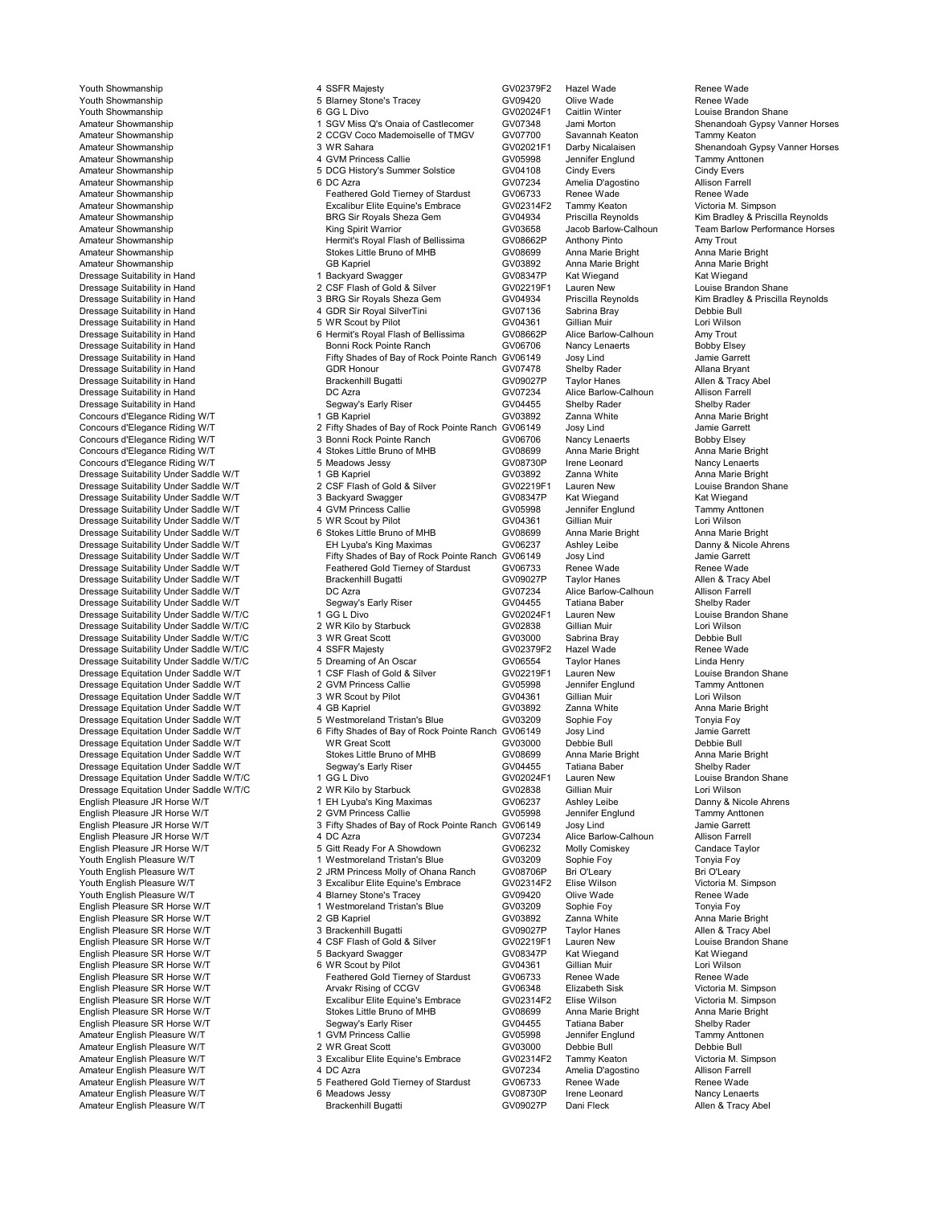| Class | Place | Horse | Reg. No. | Rider/Handler | Owner |
|---|---|---|---|---|---|
| Youth Showmanship | 4 | SSFR Majesty | GV02379F2 | Hazel Wade | Renee Wade |
| Youth Showmanship | 5 | Blarney Stone's Tracey | GV09420 | Olive Wade | Renee Wade |
| Youth Showmanship | 6 | GG L Divo | GV02024F1 | Caitlin Winter | Louise Brandon Shane |
| Amateur Showmanship | 1 | SGV Miss Q's Onaia of Castlecomer | GV07348 | Jami Morton | Shenandoah Gypsy Vanner Horses |
| Amateur Showmanship | 2 | CCGV Coco Mademoiselle of TMGV | GV07700 | Savannah Keaton | Tammy Keaton |
| Amateur Showmanship | 3 | WR Sahara | GV02021F1 | Darby Nicalaisen | Shenandoah Gypsy Vanner Horses |
| Amateur Showmanship | 4 | GVM Princess Callie | GV05998 | Jennifer Englund | Tammy Anttonen |
| Amateur Showmanship | 5 | DCG History's Summer Solstice | GV04108 | Cindy Evers | Cindy Evers |
| Amateur Showmanship | 6 | DC Azra | GV07234 | Amelia D'agostino | Allison Farrell |
| Amateur Showmanship | | Feathered Gold Tierney of Stardust | GV06733 | Renee Wade | Renee Wade |
| Amateur Showmanship | | Excalibur Elite Equine's Embrace | GV02314F2 | Tammy Keaton | Victoria M. Simpson |
| Amateur Showmanship | | BRG Sir Royals Sheza Gem | GV04934 | Priscilla Reynolds | Kim Bradley & Priscilla Reynolds |
| Amateur Showmanship | | King Spirit Warrior | GV03658 | Jacob Barlow-Calhoun | Team Barlow Performance Horses |
| Amateur Showmanship | | Hermit's Royal Flash of Bellissima | GV08662P | Anthony Pinto | Amy Trout |
| Amateur Showmanship | | Stokes Little Bruno of MHB | GV08699 | Anna Marie Bright | Anna Marie Bright |
| Amateur Showmanship | | GB Kapriel | GV03892 | Anna Marie Bright | Anna Marie Bright |
| Dressage Suitability in Hand | 1 | Backyard Swagger | GV08347P | Kat Wiegand | Kat Wiegand |
| Dressage Suitability in Hand | 2 | CSF Flash of Gold & Silver | GV02219F1 | Lauren New | Louise Brandon Shane |
| Dressage Suitability in Hand | 3 | BRG Sir Royals Sheza Gem | GV04934 | Priscilla Reynolds | Kim Bradley & Priscilla Reynolds |
| Dressage Suitability in Hand | 4 | GDR Sir Royal SilverTini | GV07136 | Sabrina Bray | Debbie Bull |
| Dressage Suitability in Hand | 5 | WR Scout by Pilot | GV04361 | Gillian Muir | Lori Wilson |
| Dressage Suitability in Hand | 6 | Hermit's Royal Flash of Bellissima | GV08662P | Alice Barlow-Calhoun | Amy Trout |
| Dressage Suitability in Hand | | Bonni Rock Pointe Ranch | GV06706 | Nancy Lenaerts | Bobby Elsey |
| Dressage Suitability in Hand | | Fifty Shades of Bay of Rock Pointe Ranch | GV06149 | Josy Lind | Jamie Garrett |
| Dressage Suitability in Hand | | GDR Honour | GV07478 | Shelby Rader | Allana Bryant |
| Dressage Suitability in Hand | | Brackenhill Bugatti | GV09027P | Taylor Hanes | Allen & Tracy Abel |
| Dressage Suitability in Hand | | DC Azra | GV07234 | Alice Barlow-Calhoun | Allison Farrell |
| Dressage Suitability in Hand | | Segway's Early Riser | GV04455 | Shelby Rader | Shelby Rader |
| Concours d'Elegance Riding W/T | 1 | GB Kapriel | GV03892 | Zanna White | Anna Marie Bright |
| Concours d'Elegance Riding W/T | 2 | Fifty Shades of Bay of Rock Pointe Ranch | GV06149 | Josy Lind | Jamie Garrett |
| Concours d'Elegance Riding W/T | 3 | Bonni Rock Pointe Ranch | GV06706 | Nancy Lenaerts | Bobby Elsey |
| Concours d'Elegance Riding W/T | 4 | Stokes Little Bruno of MHB | GV08699 | Anna Marie Bright | Anna Marie Bright |
| Concours d'Elegance Riding W/T | 5 | Meadows Jessy | GV08730P | Irene Leonard | Nancy Lenaerts |
| Dressage Suitability Under Saddle W/T | 1 | GB Kapriel | GV03892 | Zanna White | Anna Marie Bright |
| Dressage Suitability Under Saddle W/T | 2 | CSF Flash of Gold & Silver | GV02219F1 | Lauren New | Louise Brandon Shane |
| Dressage Suitability Under Saddle W/T | 3 | Backyard Swagger | GV08347P | Kat Wiegand | Kat Wiegand |
| Dressage Suitability Under Saddle W/T | 4 | GVM Princess Callie | GV05998 | Jennifer Englund | Tammy Anttonen |
| Dressage Suitability Under Saddle W/T | 5 | WR Scout by Pilot | GV04361 | Gillian Muir | Lori Wilson |
| Dressage Suitability Under Saddle W/T | 6 | Stokes Little Bruno of MHB | GV08699 | Anna Marie Bright | Anna Marie Bright |
| Dressage Suitability Under Saddle W/T | | EH Lyuba's King Maximas | GV06237 | Ashley Leibe | Danny & Nicole Ahrens |
| Dressage Suitability Under Saddle W/T | | Fifty Shades of Bay of Rock Pointe Ranch | GV06149 | Josy Lind | Jamie Garrett |
| Dressage Suitability Under Saddle W/T | | Feathered Gold Tierney of Stardust | GV06733 | Renee Wade | Renee Wade |
| Dressage Suitability Under Saddle W/T | | Brackenhill Bugatti | GV09027P | Taylor Hanes | Allen & Tracy Abel |
| Dressage Suitability Under Saddle W/T | | DC Azra | GV07234 | Alice Barlow-Calhoun | Allison Farrell |
| Dressage Suitability Under Saddle W/T | | Segway's Early Riser | GV04455 | Tatiana Baber | Shelby Rader |
| Dressage Suitability Under Saddle W/T/C | 1 | GG L Divo | GV02024F1 | Lauren New | Louise Brandon Shane |
| Dressage Suitability Under Saddle W/T/C | 2 | WR Kilo by Starbuck | GV02838 | Gillian Muir | Lori Wilson |
| Dressage Suitability Under Saddle W/T/C | 3 | WR Great Scott | GV03000 | Sabrina Bray | Debbie Bull |
| Dressage Suitability Under Saddle W/T/C | 4 | SSFR Majesty | GV02379F2 | Hazel Wade | Renee Wade |
| Dressage Suitability Under Saddle W/T/C | 5 | Dreaming of An Oscar | GV06554 | Taylor Hanes | Linda Henry |
| Dressage Equitation Under Saddle W/T | 1 | CSF Flash of Gold & Silver | GV02219F1 | Lauren New | Louise Brandon Shane |
| Dressage Equitation Under Saddle W/T | 2 | GVM Princess Callie | GV05998 | Jennifer Englund | Tammy Anttonen |
| Dressage Equitation Under Saddle W/T | 3 | WR Scout by Pilot | GV04361 | Gillian Muir | Lori Wilson |
| Dressage Equitation Under Saddle W/T | 4 | GB Kapriel | GV03892 | Zanna White | Anna Marie Bright |
| Dressage Equitation Under Saddle W/T | 5 | Westmoreland Tristan's Blue | GV03209 | Sophie Foy | Tonyia Foy |
| Dressage Equitation Under Saddle W/T | 6 | Fifty Shades of Bay of Rock Pointe Ranch | GV06149 | Josy Lind | Jamie Garrett |
| Dressage Equitation Under Saddle W/T | | WR Great Scott | GV03000 | Debbie Bull | Debbie Bull |
| Dressage Equitation Under Saddle W/T | | Stokes Little Bruno of MHB | GV08699 | Anna Marie Bright | Anna Marie Bright |
| Dressage Equitation Under Saddle W/T | | Segway's Early Riser | GV04455 | Tatiana Baber | Shelby Rader |
| Dressage Equitation Under Saddle W/T/C | 1 | GG L Divo | GV02024F1 | Lauren New | Louise Brandon Shane |
| Dressage Equitation Under Saddle W/T/C | 2 | WR Kilo by Starbuck | GV02838 | Gillian Muir | Lori Wilson |
| English Pleasure JR Horse W/T | 1 | EH Lyuba's King Maximas | GV06237 | Ashley Leibe | Danny & Nicole Ahrens |
| English Pleasure JR Horse W/T | 2 | GVM Princess Callie | GV05998 | Jennifer Englund | Tammy Anttonen |
| English Pleasure JR Horse W/T | 3 | Fifty Shades of Bay of Rock Pointe Ranch | GV06149 | Josy Lind | Jamie Garrett |
| English Pleasure JR Horse W/T | 4 | DC Azra | GV07234 | Alice Barlow-Calhoun | Allison Farrell |
| English Pleasure JR Horse W/T | 5 | Gitt Ready For A Showdown | GV06232 | Molly Comiskey | Candace Taylor |
| Youth English Pleasure W/T | 1 | Westmoreland Tristan's Blue | GV03209 | Sophie Foy | Tonyia Foy |
| Youth English Pleasure W/T | 2 | JRM Princess Molly of Ohana Ranch | GV08706P | Bri O'Leary | Bri O'Leary |
| Youth English Pleasure W/T | 3 | Excalibur Elite Equine's Embrace | GV02314F2 | Elise Wilson | Victoria M. Simpson |
| Youth English Pleasure W/T | 4 | Blarney Stone's Tracey | GV09420 | Olive Wade | Renee Wade |
| English Pleasure SR Horse W/T | 1 | Westmoreland Tristan's Blue | GV03209 | Sophie Foy | Tonyia Foy |
| English Pleasure SR Horse W/T | 2 | GB Kapriel | GV03892 | Zanna White | Anna Marie Bright |
| English Pleasure SR Horse W/T | 3 | Brackenhill Bugatti | GV09027P | Taylor Hanes | Allen & Tracy Abel |
| English Pleasure SR Horse W/T | 4 | CSF Flash of Gold & Silver | GV02219F1 | Lauren New | Louise Brandon Shane |
| English Pleasure SR Horse W/T | 5 | Backyard Swagger | GV08347P | Kat Wiegand | Kat Wiegand |
| English Pleasure SR Horse W/T | 6 | WR Scout by Pilot | GV04361 | Gillian Muir | Lori Wilson |
| English Pleasure SR Horse W/T | | Feathered Gold Tierney of Stardust | GV06733 | Renee Wade | Renee Wade |
| English Pleasure SR Horse W/T | | Arvakr Rising of CCGV | GV06348 | Elizabeth Sisk | Victoria M. Simpson |
| English Pleasure SR Horse W/T | | Excalibur Elite Equine's Embrace | GV02314F2 | Elise Wilson | Victoria M. Simpson |
| English Pleasure SR Horse W/T | | Stokes Little Bruno of MHB | GV08699 | Anna Marie Bright | Anna Marie Bright |
| English Pleasure SR Horse W/T | | Segway's Early Riser | GV04455 | Tatiana Baber | Shelby Rader |
| Amateur English Pleasure W/T | 1 | GVM Princess Callie | GV05998 | Jennifer Englund | Tammy Anttonen |
| Amateur English Pleasure W/T | 2 | WR Great Scott | GV03000 | Debbie Bull | Debbie Bull |
| Amateur English Pleasure W/T | 3 | Excalibur Elite Equine's Embrace | GV02314F2 | Tammy Keaton | Victoria M. Simpson |
| Amateur English Pleasure W/T | 4 | DC Azra | GV07234 | Amelia D'agostino | Allison Farrell |
| Amateur English Pleasure W/T | 5 | Feathered Gold Tierney of Stardust | GV06733 | Renee Wade | Renee Wade |
| Amateur English Pleasure W/T | 6 | Meadows Jessy | GV08730P | Irene Leonard | Nancy Lenaerts |
| Amateur English Pleasure W/T | | Brackenhill Bugatti | GV09027P | Dani Fleck | Allen & Tracy Abel |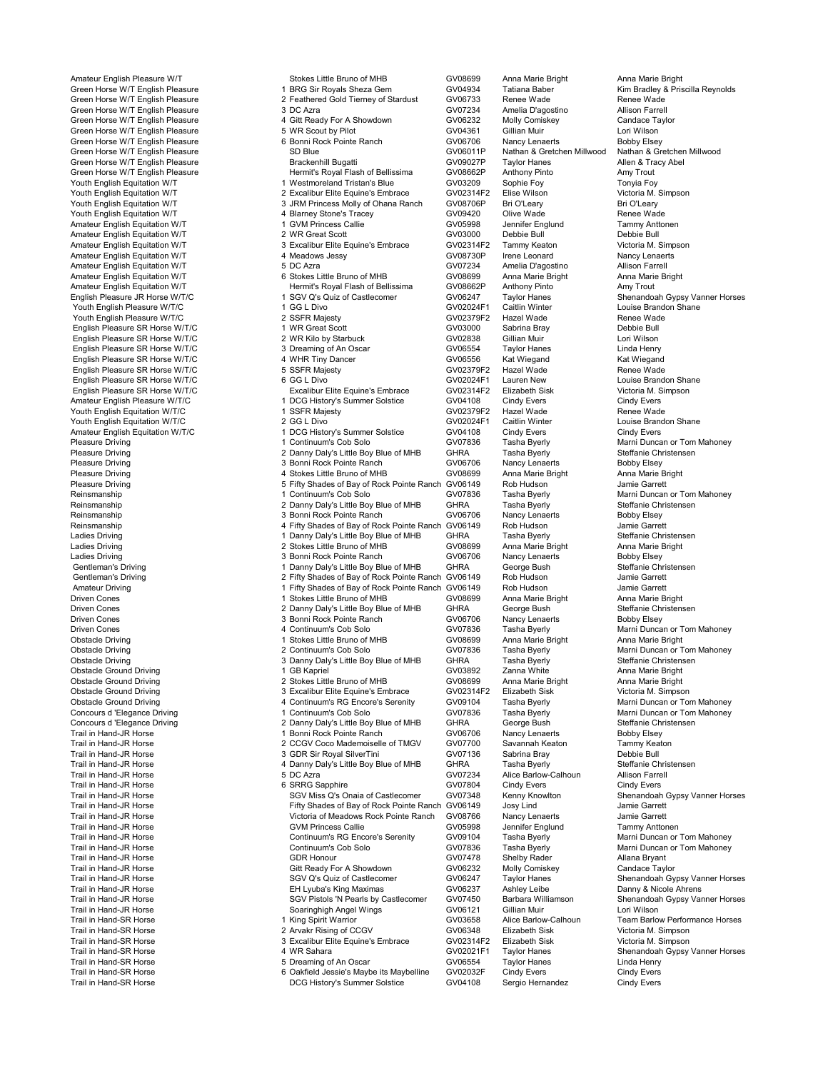| Class | Place | Horse | Reg. No. | Rider/Handler | Owner |
|---|---|---|---|---|---|
| Amateur English Pleasure W/T | | Stokes Little Bruno of MHB | GV08699 | Anna Marie Bright | Anna Marie Bright |
| Green Horse W/T English Pleasure | 1 | BRG Sir Royals Sheza Gem | GV04934 | Tatiana Baber | Kim Bradley & Priscilla Reynolds |
| Green Horse W/T English Pleasure | 2 | Feathered Gold Tierney of Stardust | GV06733 | Renee Wade | Renee Wade |
| Green Horse W/T English Pleasure | 3 | DC Azra | GV07234 | Amelia D'agostino | Allison Farrell |
| Green Horse W/T English Pleasure | 4 | Gitt Ready For A Showdown | GV06232 | Molly Comiskey | Candace Taylor |
| Green Horse W/T English Pleasure | 5 | WR Scout by Pilot | GV04361 | Gillian Muir | Lori Wilson |
| Green Horse W/T English Pleasure | 6 | Bonni Rock Pointe Ranch | GV06706 | Nancy Lenaerts | Bobby Elsey |
| Green Horse W/T English Pleasure | | SD Blue | GV06011P | Nathan & Gretchen Millwood | Nathan & Gretchen Millwood |
| Green Horse W/T English Pleasure | | Brackenhill Bugatti | GV09027P | Taylor Hanes | Allen & Tracy Abel |
| Green Horse W/T English Pleasure | | Hermit's Royal Flash of Bellissima | GV08662P | Anthony Pinto | Amy Trout |
| Youth English Equitation W/T | 1 | Westmoreland Tristan's Blue | GV03209 | Sophie Foy | Tonyia Foy |
| Youth English Equitation W/T | 2 | Excalibur Elite Equine's Embrace | GV02314F2 | Elise Wilson | Victoria M. Simpson |
| Youth English Equitation W/T | 3 | JRM Princess Molly of Ohana Ranch | GV08706P | Bri O'Leary | Bri O'Leary |
| Youth English Equitation W/T | 4 | Blarney Stone's Tracey | GV09420 | Olive Wade | Renee Wade |
| Amateur English Equitation W/T | 1 | GVM Princess Callie | GV05998 | Jennifer Englund | Tammy Anttonen |
| Amateur English Equitation W/T | 2 | WR Great Scott | GV03000 | Debbie Bull | Debbie Bull |
| Amateur English Equitation W/T | 3 | Excalibur Elite Equine's Embrace | GV02314F2 | Tammy Keaton | Victoria M. Simpson |
| Amateur English Equitation W/T | 4 | Meadows Jessy | GV08730P | Irene Leonard | Nancy Lenaerts |
| Amateur English Equitation W/T | 5 | DC Azra | GV07234 | Amelia D'agostino | Allison Farrell |
| Amateur English Equitation W/T | 6 | Stokes Little Bruno of MHB | GV08699 | Anna Marie Bright | Anna Marie Bright |
| Amateur English Equitation W/T | | Hermit's Royal Flash of Bellissima | GV08662P | Anthony Pinto | Amy Trout |
| English Pleasure JR Horse W/T/C | 1 | SGV Q's Quiz of Castlecomer | GV06247 | Taylor Hanes | Shenandoah Gypsy Vanner Horses |
| Youth English Pleasure W/T/C | 1 | GG L Divo | GV02024F1 | Caitlin Winter | Louise Brandon Shane |
| Youth English Pleasure W/T/C | 2 | SSFR Majesty | GV02379F2 | Hazel Wade | Renee Wade |
| English Pleasure SR Horse W/T/C | 1 | WR Great Scott | GV03000 | Sabrina Bray | Debbie Bull |
| English Pleasure SR Horse W/T/C | 2 | WR Kilo by Starbuck | GV02838 | Gillian Muir | Lori Wilson |
| English Pleasure SR Horse W/T/C | 3 | Dreaming of An Oscar | GV06554 | Taylor Hanes | Linda Henry |
| English Pleasure SR Horse W/T/C | 4 | WHR Tiny Dancer | GV06556 | Kat Wiegand | Kat Wiegand |
| English Pleasure SR Horse W/T/C | 5 | SSFR Majesty | GV02379F2 | Hazel Wade | Renee Wade |
| English Pleasure SR Horse W/T/C | 6 | GG L Divo | GV02024F1 | Lauren New | Louise Brandon Shane |
| English Pleasure SR Horse W/T/C | | Excalibur Elite Equine's Embrace | GV02314F2 | Elizabeth Sisk | Victoria M. Simpson |
| Amateur English Pleasure W/T/C | 1 | DCG History's Summer Solstice | GV04108 | Cindy Evers | Cindy Evers |
| Youth English Equitation W/T/C | 1 | SSFR Majesty | GV02379F2 | Hazel Wade | Renee Wade |
| Youth English Equitation W/T/C | 2 | GG L Divo | GV02024F1 | Caitlin Winter | Louise Brandon Shane |
| Amateur English Equitation W/T/C | 1 | DCG History's Summer Solstice | GV04108 | Cindy Evers | Cindy Evers |
| Pleasure Driving | 1 | Continuum's Cob Solo | GV07836 | Tasha Byerly | Marni Duncan or Tom Mahoney |
| Pleasure Driving | 2 | Danny Daly's Little Boy Blue of MHB | GHRA | Tasha Byerly | Steffanie Christensen |
| Pleasure Driving | 3 | Bonni Rock Pointe Ranch | GV06706 | Nancy Lenaerts | Bobby Elsey |
| Pleasure Driving | 4 | Stokes Little Bruno of MHB | GV08699 | Anna Marie Bright | Anna Marie Bright |
| Pleasure Driving | 5 | Fifty Shades of Bay of Rock Pointe Ranch | GV06149 | Rob Hudson | Jamie Garrett |
| Reinsmanship | 1 | Continuum's Cob Solo | GV07836 | Tasha Byerly | Marni Duncan or Tom Mahoney |
| Reinsmanship | 2 | Danny Daly's Little Boy Blue of MHB | GHRA | Tasha Byerly | Steffanie Christensen |
| Reinsmanship | 3 | Bonni Rock Pointe Ranch | GV06706 | Nancy Lenaerts | Bobby Elsey |
| Reinsmanship | 4 | Fifty Shades of Bay of Rock Pointe Ranch | GV06149 | Rob Hudson | Jamie Garrett |
| Ladies Driving | 1 | Danny Daly's Little Boy Blue of MHB | GHRA | Tasha Byerly | Steffanie Christensen |
| Ladies Driving | 2 | Stokes Little Bruno of MHB | GV08699 | Anna Marie Bright | Anna Marie Bright |
| Ladies Driving | 3 | Bonni Rock Pointe Ranch | GV06706 | Nancy Lenaerts | Bobby Elsey |
| Gentleman's Driving | 1 | Danny Daly's Little Boy Blue of MHB | GHRA | George Bush | Steffanie Christensen |
| Gentleman's Driving | 2 | Fifty Shades of Bay of Rock Pointe Ranch | GV06149 | Rob Hudson | Jamie Garrett |
| Amateur Driving | 1 | Fifty Shades of Bay of Rock Pointe Ranch | GV06149 | Rob Hudson | Jamie Garrett |
| Driven Cones | 1 | Stokes Little Bruno of MHB | GV08699 | Anna Marie Bright | Anna Marie Bright |
| Driven Cones | 2 | Danny Daly's Little Boy Blue of MHB | GHRA | George Bush | Steffanie Christensen |
| Driven Cones | 3 | Bonni Rock Pointe Ranch | GV06706 | Nancy Lenaerts | Bobby Elsey |
| Driven Cones | 4 | Continuum's Cob Solo | GV07836 | Tasha Byerly | Marni Duncan or Tom Mahoney |
| Obstacle Driving | 1 | Stokes Little Bruno of MHB | GV08699 | Anna Marie Bright | Anna Marie Bright |
| Obstacle Driving | 2 | Continuum's Cob Solo | GV07836 | Tasha Byerly | Marni Duncan or Tom Mahoney |
| Obstacle Driving | 3 | Danny Daly's Little Boy Blue of MHB | GHRA | Tasha Byerly | Steffanie Christensen |
| Obstacle Ground Driving | 1 | GB Kapriel | GV03892 | Zanna White | Anna Marie Bright |
| Obstacle Ground Driving | 2 | Stokes Little Bruno of MHB | GV08699 | Anna Marie Bright | Anna Marie Bright |
| Obstacle Ground Driving | 3 | Excalibur Elite Equine's Embrace | GV02314F2 | Elizabeth Sisk | Victoria M. Simpson |
| Obstacle Ground Driving | 4 | Continuum's RG Encore's Serenity | GV09104 | Tasha Byerly | Marni Duncan or Tom Mahoney |
| Concours d 'Elegance Driving | 1 | Continuum's Cob Solo | GV07836 | Tasha Byerly | Marni Duncan or Tom Mahoney |
| Concours d 'Elegance Driving | 2 | Danny Daly's Little Boy Blue of MHB | GHRA | George Bush | Steffanie Christensen |
| Trail in Hand-JR Horse | 1 | Bonni Rock Pointe Ranch | GV06706 | Nancy Lenaerts | Bobby Elsey |
| Trail in Hand-JR Horse | 2 | CCGV Coco Mademoiselle of TMGV | GV07700 | Savannah Keaton | Tammy Keaton |
| Trail in Hand-JR Horse | 3 | GDR Sir Royal SilverTini | GV07136 | Sabrina Bray | Debbie Bull |
| Trail in Hand-JR Horse | 4 | Danny Daly's Little Boy Blue of MHB | GHRA | Tasha Byerly | Steffanie Christensen |
| Trail in Hand-JR Horse | 5 | DC Azra | GV07234 | Alice Barlow-Calhoun | Allison Farrell |
| Trail in Hand-JR Horse | 6 | SRRG Sapphire | GV07804 | Cindy Evers | Cindy Evers |
| Trail in Hand-JR Horse | | SGV Miss Q's Onaia of Castlecomer | GV07348 | Kenny Knowlton | Shenandoah Gypsy Vanner Horses |
| Trail in Hand-JR Horse | | Fifty Shades of Bay of Rock Pointe Ranch | GV06149 | Josy Lind | Jamie Garrett |
| Trail in Hand-JR Horse | | Victoria of Meadows Rock Pointe Ranch | GV08766 | Nancy Lenaerts | Jamie Garrett |
| Trail in Hand-JR Horse | | GVM Princess Callie | GV05998 | Jennifer Englund | Tammy Anttonen |
| Trail in Hand-JR Horse | | Continuum's RG Encore's Serenity | GV09104 | Tasha Byerly | Marni Duncan or Tom Mahoney |
| Trail in Hand-JR Horse | | Continuum's Cob Solo | GV07836 | Tasha Byerly | Marni Duncan or Tom Mahoney |
| Trail in Hand-JR Horse | | GDR Honour | GV07478 | Shelby Rader | Allana Bryant |
| Trail in Hand-JR Horse | | Gitt Ready For A Showdown | GV06232 | Molly Comiskey | Candace Taylor |
| Trail in Hand-JR Horse | | SGV Q's Quiz of Castlecomer | GV06247 | Taylor Hanes | Shenandoah Gypsy Vanner Horses |
| Trail in Hand-JR Horse | | EH Lyuba's King Maximas | GV06237 | Ashley Leibe | Danny & Nicole Ahrens |
| Trail in Hand-JR Horse | | SGV Pistols 'N Pearls by Castlecomer | GV07450 | Barbara Williamson | Shenandoah Gypsy Vanner Horses |
| Trail in Hand-JR Horse | | Soaringhigh Angel Wings | GV06121 | Gillian Muir | Lori Wilson |
| Trail in Hand-SR Horse | 1 | King Spirit Warrior | GV03658 | Alice Barlow-Calhoun | Team Barlow Performance Horses |
| Trail in Hand-SR Horse | 2 | Arvakr Rising of CCGV | GV06348 | Elizabeth Sisk | Victoria M. Simpson |
| Trail in Hand-SR Horse | 3 | Excalibur Elite Equine's Embrace | GV02314F2 | Elizabeth Sisk | Victoria M. Simpson |
| Trail in Hand-SR Horse | 4 | WR Sahara | GV02021F1 | Taylor Hanes | Shenandoah Gypsy Vanner Horses |
| Trail in Hand-SR Horse | 5 | Dreaming of An Oscar | GV06554 | Taylor Hanes | Linda Henry |
| Trail in Hand-SR Horse | 6 | Oakfield Jessie's Maybe its Maybelline | GV02032F | Cindy Evers | Cindy Evers |
| Trail in Hand-SR Horse | | DCG History's Summer Solstice | GV04108 | Sergio Hernandez | Cindy Evers |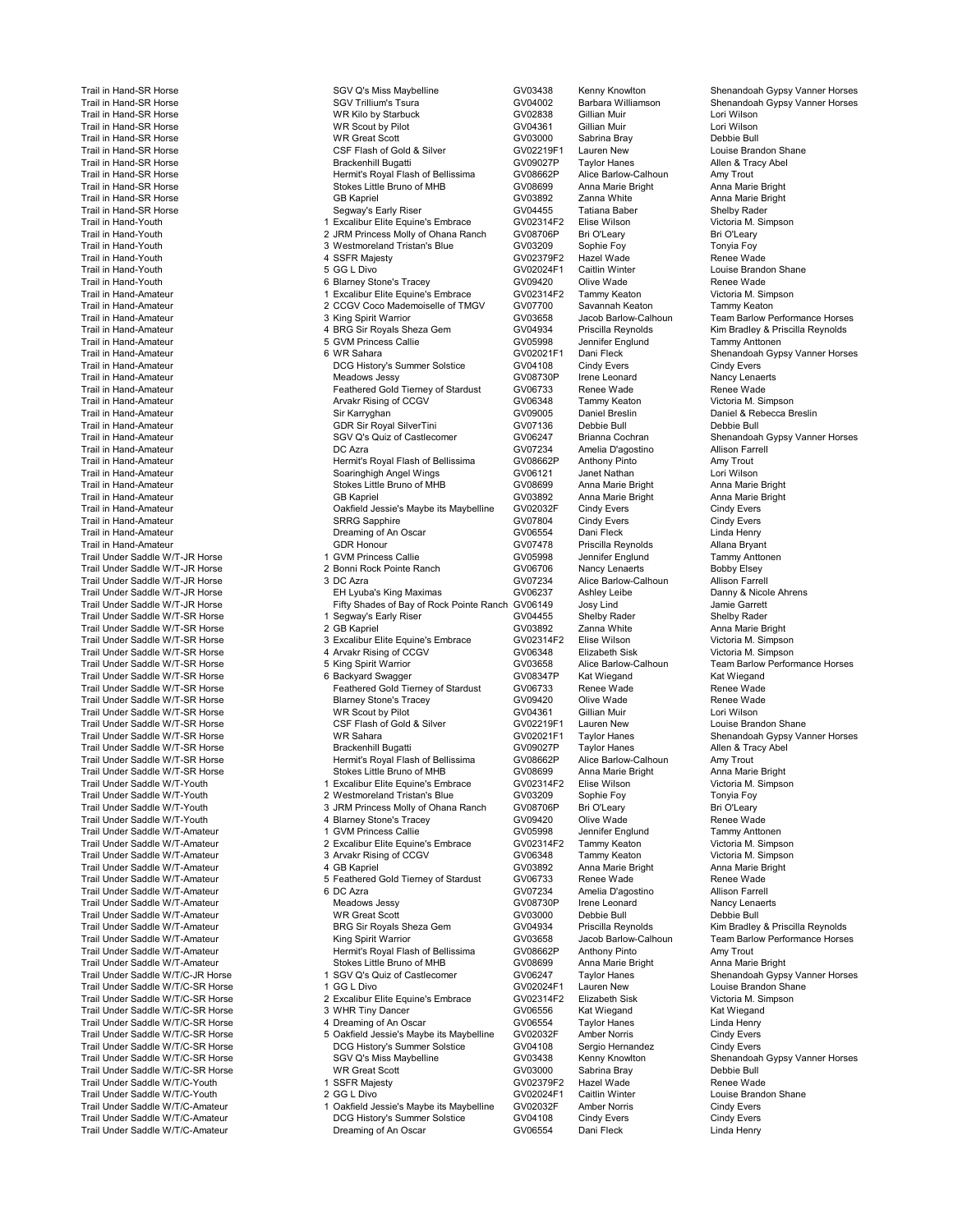| Class | Place | Horse | Reg # | Rider/Handler | Owner |
|---|---|---|---|---|---|
| Trail in Hand-SR Horse | | SGV Q's Miss Maybelline | GV03438 | Kenny Knowlton | Shenandoah Gypsy Vanner Horses |
| Trail in Hand-SR Horse | | SGV Trillium's Tsura | GV04002 | Barbara Williamson | Shenandoah Gypsy Vanner Horses |
| Trail in Hand-SR Horse | | WR Kilo by Starbuck | GV02838 | Gillian Muir | Lori Wilson |
| Trail in Hand-SR Horse | | WR Scout by Pilot | GV04361 | Gillian Muir | Lori Wilson |
| Trail in Hand-SR Horse | | WR Great Scott | GV03000 | Sabrina Bray | Debbie Bull |
| Trail in Hand-SR Horse | | CSF Flash of Gold & Silver | GV02219F1 | Lauren New | Louise Brandon Shane |
| Trail in Hand-SR Horse | | Brackenhill Bugatti | GV09027P | Taylor Hanes | Allen & Tracy Abel |
| Trail in Hand-SR Horse | | Hermit's Royal Flash of Bellissima | GV08662P | Alice Barlow-Calhoun | Amy Trout |
| Trail in Hand-SR Horse | | Stokes Little Bruno of MHB | GV08699 | Anna Marie Bright | Anna Marie Bright |
| Trail in Hand-SR Horse | | GB Kapriel | GV03892 | Zanna White | Anna Marie Bright |
| Trail in Hand-SR Horse | | Segway's Early Riser | GV04455 | Tatiana Baber | Shelby Rader |
| Trail in Hand-Youth | 1 | Excalibur Elite Equine's Embrace | GV02314F2 | Elise Wilson | Victoria M. Simpson |
| Trail in Hand-Youth | 2 | JRM Princess Molly of Ohana Ranch | GV08706P | Bri O'Leary | Bri O'Leary |
| Trail in Hand-Youth | 3 | Westmoreland Tristan's Blue | GV03209 | Sophie Foy | Tonyia Foy |
| Trail in Hand-Youth | 4 | SSFR Majesty | GV02379F2 | Hazel Wade | Renee Wade |
| Trail in Hand-Youth | 5 | GG L Divo | GV02024F1 | Caitlin Winter | Louise Brandon Shane |
| Trail in Hand-Youth | 6 | Blarney Stone's Tracey | GV09420 | Olive Wade | Renee Wade |
| Trail in Hand-Amateur | 1 | Excalibur Elite Equine's Embrace | GV02314F2 | Tammy Keaton | Victoria M. Simpson |
| Trail in Hand-Amateur | 2 | CCGV Coco Mademoiselle of TMGV | GV07700 | Savannah Keaton | Tammy Keaton |
| Trail in Hand-Amateur | 3 | King Spirit Warrior | GV03658 | Jacob Barlow-Calhoun | Team Barlow Performance Horses |
| Trail in Hand-Amateur | 4 | BRG Sir Royals Sheza Gem | GV04934 | Priscilla Reynolds | Kim Bradley & Priscilla Reynolds |
| Trail in Hand-Amateur | 5 | GVM Princess Callie | GV05998 | Jennifer Englund | Tammy Anttonen |
| Trail in Hand-Amateur | 6 | WR Sahara | GV02021F1 | Dani Fleck | Shenandoah Gypsy Vanner Horses |
| Trail in Hand-Amateur | | DCG History's Summer Solstice | GV04108 | Cindy Evers | Cindy Evers |
| Trail in Hand-Amateur | | Meadows Jessy | GV08730P | Irene Leonard | Nancy Lenaerts |
| Trail in Hand-Amateur | | Feathered Gold Tierney of Stardust | GV06733 | Renee Wade | Renee Wade |
| Trail in Hand-Amateur | | Arvakr Rising of CCGV | GV06348 | Tammy Keaton | Victoria M. Simpson |
| Trail in Hand-Amateur | | Sir Karryghan | GV09005 | Daniel Breslin | Daniel & Rebecca Breslin |
| Trail in Hand-Amateur | | GDR Sir Royal SilverTini | GV07136 | Debbie Bull | Debbie Bull |
| Trail in Hand-Amateur | | SGV Q's Quiz of Castlecomer | GV06247 | Brianna Cochran | Shenandoah Gypsy Vanner Horses |
| Trail in Hand-Amateur | | DC Azra | GV07234 | Amelia D'agostino | Allison Farrell |
| Trail in Hand-Amateur | | Hermit's Royal Flash of Bellissima | GV08662P | Anthony Pinto | Amy Trout |
| Trail in Hand-Amateur | | Soaringhigh Angel Wings | GV06121 | Janet Nathan | Lori Wilson |
| Trail in Hand-Amateur | | Stokes Little Bruno of MHB | GV08699 | Anna Marie Bright | Anna Marie Bright |
| Trail in Hand-Amateur | | GB Kapriel | GV03892 | Anna Marie Bright | Anna Marie Bright |
| Trail in Hand-Amateur | | Oakfield Jessie's Maybe its Maybelline | GV02032F | Cindy Evers | Cindy Evers |
| Trail in Hand-Amateur | | SRRG Sapphire | GV07804 | Cindy Evers | Cindy Evers |
| Trail in Hand-Amateur | | Dreaming of An Oscar | GV06554 | Dani Fleck | Linda Henry |
| Trail in Hand-Amateur | | GDR Honour | GV07478 | Priscilla Reynolds | Allana Bryant |
| Trail Under Saddle W/T-JR Horse | 1 | GVM Princess Callie | GV05998 | Jennifer Englund | Tammy Anttonen |
| Trail Under Saddle W/T-JR Horse | 2 | Bonni Rock Pointe Ranch | GV06706 | Nancy Lenaerts | Bobby Elsey |
| Trail Under Saddle W/T-JR Horse | 3 | DC Azra | GV07234 | Alice Barlow-Calhoun | Allison Farrell |
| Trail Under Saddle W/T-JR Horse | | EH Lyuba's King Maximas | GV06237 | Ashley Leibe | Danny & Nicole Ahrens |
| Trail Under Saddle W/T-JR Horse | | Fifty Shades of Bay of Rock Pointe Ranch | GV06149 | Josy Lind | Jamie Garrett |
| Trail Under Saddle W/T-SR Horse | 1 | Segway's Early Riser | GV04455 | Shelby Rader | Shelby Rader |
| Trail Under Saddle W/T-SR Horse | 2 | GB Kapriel | GV03892 | Zanna White | Anna Marie Bright |
| Trail Under Saddle W/T-SR Horse | 3 | Excalibur Elite Equine's Embrace | GV02314F2 | Elise Wilson | Victoria M. Simpson |
| Trail Under Saddle W/T-SR Horse | 4 | Arvakr Rising of CCGV | GV06348 | Elizabeth Sisk | Victoria M. Simpson |
| Trail Under Saddle W/T-SR Horse | 5 | King Spirit Warrior | GV03658 | Alice Barlow-Calhoun | Team Barlow Performance Horses |
| Trail Under Saddle W/T-SR Horse | 6 | Backyard Swagger | GV08347P | Kat Wiegand | Kat Wiegand |
| Trail Under Saddle W/T-SR Horse | | Feathered Gold Tierney of Stardust | GV06733 | Renee Wade | Renee Wade |
| Trail Under Saddle W/T-SR Horse | | Blarney Stone's Tracey | GV09420 | Olive Wade | Renee Wade |
| Trail Under Saddle W/T-SR Horse | | WR Scout by Pilot | GV04361 | Gillian Muir | Lori Wilson |
| Trail Under Saddle W/T-SR Horse | | CSF Flash of Gold & Silver | GV02219F1 | Lauren New | Louise Brandon Shane |
| Trail Under Saddle W/T-SR Horse | | WR Sahara | GV02021F1 | Taylor Hanes | Shenandoah Gypsy Vanner Horses |
| Trail Under Saddle W/T-SR Horse | | Brackenhill Bugatti | GV09027P | Taylor Hanes | Allen & Tracy Abel |
| Trail Under Saddle W/T-SR Horse | | Hermit's Royal Flash of Bellissima | GV08662P | Alice Barlow-Calhoun | Amy Trout |
| Trail Under Saddle W/T-SR Horse | | Stokes Little Bruno of MHB | GV08699 | Anna Marie Bright | Anna Marie Bright |
| Trail Under Saddle W/T-Youth | 1 | Excalibur Elite Equine's Embrace | GV02314F2 | Elise Wilson | Victoria M. Simpson |
| Trail Under Saddle W/T-Youth | 2 | Westmoreland Tristan's Blue | GV03209 | Sophie Foy | Tonyia Foy |
| Trail Under Saddle W/T-Youth | 3 | JRM Princess Molly of Ohana Ranch | GV08706P | Bri O'Leary | Bri O'Leary |
| Trail Under Saddle W/T-Youth | 4 | Blarney Stone's Tracey | GV09420 | Olive Wade | Renee Wade |
| Trail Under Saddle W/T-Amateur | 1 | GVM Princess Callie | GV05998 | Jennifer Englund | Tammy Anttonen |
| Trail Under Saddle W/T-Amateur | 2 | Excalibur Elite Equine's Embrace | GV02314F2 | Tammy Keaton | Victoria M. Simpson |
| Trail Under Saddle W/T-Amateur | 3 | Arvakr Rising of CCGV | GV06348 | Tammy Keaton | Victoria M. Simpson |
| Trail Under Saddle W/T-Amateur | 4 | GB Kapriel | GV03892 | Anna Marie Bright | Anna Marie Bright |
| Trail Under Saddle W/T-Amateur | 5 | Feathered Gold Tierney of Stardust | GV06733 | Renee Wade | Renee Wade |
| Trail Under Saddle W/T-Amateur | 6 | DC Azra | GV07234 | Amelia D'agostino | Allison Farrell |
| Trail Under Saddle W/T-Amateur | | Meadows Jessy | GV08730P | Irene Leonard | Nancy Lenaerts |
| Trail Under Saddle W/T-Amateur | | WR Great Scott | GV03000 | Debbie Bull | Debbie Bull |
| Trail Under Saddle W/T-Amateur | | BRG Sir Royals Sheza Gem | GV04934 | Priscilla Reynolds | Kim Bradley & Priscilla Reynolds |
| Trail Under Saddle W/T-Amateur | | King Spirit Warrior | GV03658 | Jacob Barlow-Calhoun | Team Barlow Performance Horses |
| Trail Under Saddle W/T-Amateur | | Hermit's Royal Flash of Bellissima | GV08662P | Anthony Pinto | Amy Trout |
| Trail Under Saddle W/T-Amateur | | Stokes Little Bruno of MHB | GV08699 | Anna Marie Bright | Anna Marie Bright |
| Trail Under Saddle W/T/C-JR Horse | 1 | SGV Q's Quiz of Castlecomer | GV06247 | Taylor Hanes | Shenandoah Gypsy Vanner Horses |
| Trail Under Saddle W/T/C-SR Horse | 1 | GG L Divo | GV02024F1 | Lauren New | Louise Brandon Shane |
| Trail Under Saddle W/T/C-SR Horse | 2 | Excalibur Elite Equine's Embrace | GV02314F2 | Elizabeth Sisk | Victoria M. Simpson |
| Trail Under Saddle W/T/C-SR Horse | 3 | WHR Tiny Dancer | GV06556 | Kat Wiegand | Kat Wiegand |
| Trail Under Saddle W/T/C-SR Horse | 4 | Dreaming of An Oscar | GV06554 | Taylor Hanes | Linda Henry |
| Trail Under Saddle W/T/C-SR Horse | 5 | Oakfield Jessie's Maybe its Maybelline | GV02032F | Amber Norris | Cindy Evers |
| Trail Under Saddle W/T/C-SR Horse | | DCG History's Summer Solstice | GV04108 | Sergio Hernandez | Cindy Evers |
| Trail Under Saddle W/T/C-SR Horse | | SGV Q's Miss Maybelline | GV03438 | Kenny Knowlton | Shenandoah Gypsy Vanner Horses |
| Trail Under Saddle W/T/C-SR Horse | | WR Great Scott | GV03000 | Sabrina Bray | Debbie Bull |
| Trail Under Saddle W/T/C-Youth | 1 | SSFR Majesty | GV02379F2 | Hazel Wade | Renee Wade |
| Trail Under Saddle W/T/C-Youth | 2 | GG L Divo | GV02024F1 | Caitlin Winter | Louise Brandon Shane |
| Trail Under Saddle W/T/C-Amateur | 1 | Oakfield Jessie's Maybe its Maybelline | GV02032F | Amber Norris | Cindy Evers |
| Trail Under Saddle W/T/C-Amateur | | DCG History's Summer Solstice | GV04108 | Cindy Evers | Cindy Evers |
| Trail Under Saddle W/T/C-Amateur | | Dreaming of An Oscar | GV06554 | Dani Fleck | Linda Henry |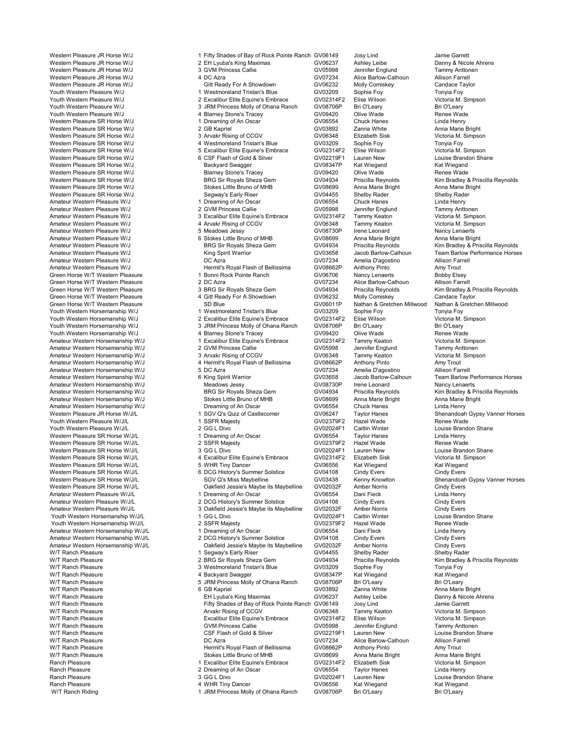| Class | Place | Horse | Reg # | Rider | Owner |
|---|---|---|---|---|---|
| Western Pleasure JR Horse W/J | 1 | Fifty Shades of Bay of Rock Pointe Ranch | GV06149 | Josy Lind | Jamie Garrett |
| Western Pleasure JR Horse W/J | 2 | EH Lyuba's King Maximas | GV06237 | Ashley Leibe | Danny & Nicole Ahrens |
| Western Pleasure JR Horse W/J | 3 | GVM Princess Callie | GV05998 | Jennifer Englund | Tammy Anttonen |
| Western Pleasure JR Horse W/J | 4 | DC Azra | GV07234 | Alice Barlow-Calhoun | Allison Farrell |
| Western Pleasure JR Horse W/J | | Gitt Ready For A Showdown | GV06232 | Molly Comiskey | Candace Taylor |
| Youth Western Pleasure W/J | 1 | Westmoreland Tristan's Blue | GV03209 | Sophie Foy | Tonyia Foy |
| Youth Western Pleasure W/J | 2 | Excalibur Elite Equine's Embrace | GV02314F2 | Elise Wilson | Victoria M. Simpson |
| Youth Western Pleasure W/J | 3 | JRM Princess Molly of Ohana Ranch | GV08706P | Bri O'Leary | Bri O'Leary |
| Youth Western Pleasure W/J | 4 | Blarney Stone's Tracey | GV09420 | Olive Wade | Renee Wade |
| Western Pleasure SR Horse W/J | 1 | Dreaming of An Oscar | GV06554 | Chuck Hanes | Linda Henry |
| Western Pleasure SR Horse W/J | 2 | GB Kapriel | GV03892 | Zanna White | Anna Marie Bright |
| Western Pleasure SR Horse W/J | 3 | Arvakr Rising of CCGV | GV06348 | Elizabeth Sisk | Victoria M. Simpson |
| Western Pleasure SR Horse W/J | 4 | Westmoreland Tristan's Blue | GV03209 | Sophie Foy | Tonyia Foy |
| Western Pleasure SR Horse W/J | 5 | Excalibur Elite Equine's Embrace | GV02314F2 | Elise Wilson | Victoria M. Simpson |
| Western Pleasure SR Horse W/J | 6 | CSF Flash of Gold & Silver | GV02219F1 | Lauren New | Louise Brandon Shane |
| Western Pleasure SR Horse W/J | | Backyard Swagger | GV08347P | Kat Wiegand | Kat Wiegand |
| Western Pleasure SR Horse W/J | | Blarney Stone's Tracey | GV09420 | Olive Wade | Renee Wade |
| Western Pleasure SR Horse W/J | | BRG Sir Royals Sheza Gem | GV04934 | Priscilla Reynolds | Kim Bradley & Priscilla Reynolds |
| Western Pleasure SR Horse W/J | | Stokes Little Bruno of MHB | GV08699 | Anna Marie Bright | Anna Marie Bright |
| Western Pleasure SR Horse W/J | | Segway's Early Riser | GV04455 | Shelby Rader | Shelby Rader |
| Amateur Western Pleasure W/J | 1 | Dreaming of An Oscar | GV06554 | Chuck Hanes | Linda Henry |
| Amateur Western Pleasure W/J | 2 | GVM Princess Callie | GV05998 | Jennifer Englund | Tammy Anttonen |
| Amateur Western Pleasure W/J | 3 | Excalibur Elite Equine's Embrace | GV02314F2 | Tammy Keaton | Victoria M. Simpson |
| Amateur Western Pleasure W/J | 4 | Arvakr Rising of CCGV | GV06348 | Tammy Keaton | Victoria M. Simpson |
| Amateur Western Pleasure W/J | 5 | Meadows Jessy | GV08730P | Irene Leonard | Nancy Lenaerts |
| Amateur Western Pleasure W/J | 6 | Stokes Little Bruno of MHB | GV08699 | Anna Marie Bright | Anna Marie Bright |
| Amateur Western Pleasure W/J | | BRG Sir Royals Sheza Gem | GV04934 | Priscilla Reynolds | Kim Bradley & Priscilla Reynolds |
| Amateur Western Pleasure W/J | | King Spirit Warrior | GV03658 | Jacob Barlow-Calhoun | Team Barlow Performance Horses |
| Amateur Western Pleasure W/J | | DC Azra | GV07234 | Amelia D'agostino | Allison Farrell |
| Amateur Western Pleasure W/J | | Hermit's Royal Flash of Bellissima | GV08662P | Anthony Pinto | Amy Trout |
| Green Horse W/T Western Pleasure | 1 | Bonni Rock Pointe Ranch | GV06706 | Nancy Lenaerts | Bobby Elsey |
| Green Horse W/T Western Pleasure | 2 | DC Azra | GV07234 | Alice Barlow-Calhoun | Allison Farrell |
| Green Horse W/T Western Pleasure | 3 | BRG Sir Royals Sheza Gem | GV04934 | Priscilla Reynolds | Kim Bradley & Priscilla Reynolds |
| Green Horse W/T Western Pleasure | 4 | Gitt Ready For A Showdown | GV06232 | Molly Comiskey | Candace Taylor |
| Green Horse W/T Western Pleasure | | SD Blue | GV06011P | Nathan & Gretchen Millwood | Nathan & Gretchen Millwood |
| Youth Western Horsemanship W/J | 1 | Westmoreland Tristan's Blue | GV03209 | Sophie Foy | Tonyia Foy |
| Youth Western Horsemanship W/J | 2 | Excalibur Elite Equine's Embrace | GV02314F2 | Elise Wilson | Victoria M. Simpson |
| Youth Western Horsemanship W/J | 3 | JRM Princess Molly of Ohana Ranch | GV08706P | Bri O'Leary | Bri O'Leary |
| Youth Western Horsemanship W/J | 4 | Blarney Stone's Tracey | GV09420 | Olive Wade | Renee Wade |
| Amateur Western Horsemanship W/J | 1 | Excalibur Elite Equine's Embrace | GV02314F2 | Tammy Keaton | Victoria M. Simpson |
| Amateur Western Horsemanship W/J | 2 | GVM Princess Callie | GV05998 | Jennifer Englund | Tammy Anttonen |
| Amateur Western Horsemanship W/J | 3 | Arvakr Rising of CCGV | GV06348 | Tammy Keaton | Victoria M. Simpson |
| Amateur Western Horsemanship W/J | 4 | Hermit's Royal Flash of Bellissima | GV08662P | Anthony Pinto | Amy Trout |
| Amateur Western Horsemanship W/J | 5 | DC Azra | GV07234 | Amelia D'agostino | Allison Farrell |
| Amateur Western Horsemanship W/J | 6 | King Spirit Warrior | GV03658 | Jacob Barlow-Calhoun | Team Barlow Performance Horses |
| Amateur Western Horsemanship W/J | | Meadows Jessy | GV08730P | Irene Leonard | Nancy Lenaerts |
| Amateur Western Horsemanship W/J | | BRG Sir Royals Sheza Gem | GV04934 | Priscilla Reynolds | Kim Bradley & Priscilla Reynolds |
| Amateur Western Horsemanship W/J | | Stokes Little Bruno of MHB | GV08699 | Anna Marie Bright | Anna Marie Bright |
| Amateur Western Horsemanship W/J | | Dreaming of An Oscar | GV06554 | Chuck Hanes | Linda Henry |
| Western Pleasure JR Horse W/J/L | 1 | SGV Q's Quiz of Castlecomer | GV06247 | Taylor Hanes | Shenandoah Gypsy Vanner Horses |
| Youth Western Pleasure W/J/L | 1 | SSFR Majesty | GV02379F2 | Hazel Wade | Renee Wade |
| Youth Western Pleasure W/J/L | 2 | GG L Divo | GV02024F1 | Caitlin Winter | Louise Brandon Shane |
| Western Pleasure SR Horse W/J/L | 1 | Dreaming of An Oscar | GV06554 | Taylor Hanes | Linda Henry |
| Western Pleasure SR Horse W/J/L | 2 | SSFR Majesty | GV02379F2 | Hazel Wade | Renee Wade |
| Western Pleasure SR Horse W/J/L | 3 | GG L Divo | GV02024F1 | Lauren New | Louise Brandon Shane |
| Western Pleasure SR Horse W/J/L | 4 | Excalibur Elite Equine's Embrace | GV02314F2 | Elizabeth Sisk | Victoria M. Simpson |
| Western Pleasure SR Horse W/J/L | 5 | WHR Tiny Dancer | GV06556 | Kat Wiegand | Kat Wiegand |
| Western Pleasure SR Horse W/J/L | 6 | DCG History's Summer Solstice | GV04108 | Cindy Evers | Cindy Evers |
| Western Pleasure SR Horse W/J/L | | SGV Q's Miss Maybelline | GV03438 | Kenny Knowlton | Shenandoah Gypsy Vanner Horses |
| Western Pleasure SR Horse W/J/L | | Oakfield Jessie's Maybe its Maybelline | GV02032F | Amber Norris | Cindy Evers |
| Amateur Western Pleasure W/J/L | 1 | Dreaming of An Oscar | GV06554 | Dani Fleck | Linda Henry |
| Amateur Western Pleasure W/J/L | 2 | DCG History's Summer Solstice | GV04108 | Cindy Evers | Cindy Evers |
| Amateur Western Pleasure W/J/L | 3 | Oakfield Jessie's Maybe its Maybelline | GV02032F | Amber Norris | Cindy Evers |
| Youth Western Horsemanship W/J/L | 1 | GG L Divo | GV02024F1 | Caitlin Winter | Louise Brandon Shane |
| Youth Western Horsemanship W/J/L | 2 | SSFR Majesty | GV02379F2 | Hazel Wade | Renee Wade |
| Amateur Western Horsemanship W/J/L | 1 | Dreaming of An Oscar | GV06554 | Dani Fleck | Linda Henry |
| Amateur Western Horsemanship W/J/L | 2 | DCG History's Summer Solstice | GV04108 | Cindy Evers | Cindy Evers |
| Amateur Western Horsemanship W/J/L | | Oakfield Jessie's Maybe its Maybelline | GV02032F | Amber Norris | Cindy Evers |
| W/T Ranch Pleasure | 1 | Segway's Early Riser | GV04455 | Shelby Rader | Shelby Rader |
| W/T Ranch Pleasure | 2 | BRG Sir Royals Sheza Gem | GV04934 | Priscilla Reynolds | Kim Bradley & Priscilla Reynolds |
| W/T Ranch Pleasure | 3 | Westmoreland Tristan's Blue | GV03209 | Sophie Foy | Tonyia Foy |
| W/T Ranch Pleasure | 4 | Backyard Swagger | GV08347P | Kat Wiegand | Kat Wiegand |
| W/T Ranch Pleasure | 5 | JRM Princess Molly of Ohana Ranch | GV08706P | Bri O'Leary | Bri O'Leary |
| W/T Ranch Pleasure | 6 | GB Kapriel | GV03892 | Zanna White | Anna Marie Bright |
| W/T Ranch Pleasure | | EH Lyuba's King Maximas | GV06237 | Ashley Leibe | Danny & Nicole Ahrens |
| W/T Ranch Pleasure | | Fifty Shades of Bay of Rock Pointe Ranch | GV06149 | Josy Lind | Jamie Garrett |
| W/T Ranch Pleasure | | Arvakr Rising of CCGV | GV06348 | Tammy Keaton | Victoria M. Simpson |
| W/T Ranch Pleasure | | Excalibur Elite Equine's Embrace | GV02314F2 | Elise Wilson | Victoria M. Simpson |
| W/T Ranch Pleasure | | GVM Princess Callie | GV05998 | Jennifer Englund | Tammy Anttonen |
| W/T Ranch Pleasure | | CSF Flash of Gold & Silver | GV02219F1 | Lauren New | Louise Brandon Shane |
| W/T Ranch Pleasure | | DC Azra | GV07234 | Alice Barlow-Calhoun | Allison Farrell |
| W/T Ranch Pleasure | | Hermit's Royal Flash of Bellissima | GV08662P | Anthony Pinto | Amy Trout |
| W/T Ranch Pleasure | | Stokes Little Bruno of MHB | GV08699 | Anna Marie Bright | Anna Marie Bright |
| Ranch Pleasure | 1 | Excalibur Elite Equine's Embrace | GV02314F2 | Elizabeth Sisk | Victoria M. Simpson |
| Ranch Pleasure | 2 | Dreaming of An Oscar | GV06554 | Taylor Hanes | Linda Henry |
| Ranch Pleasure | 3 | GG L Divo | GV02024F1 | Lauren New | Louise Brandon Shane |
| Ranch Pleasure | 4 | WHR Tiny Dancer | GV06556 | Kat Wiegand | Kat Wiegand |
| W/T Ranch Riding | 1 | JRM Princess Molly of Ohana Ranch | GV08706P | Bri O'Leary | Bri O'Leary |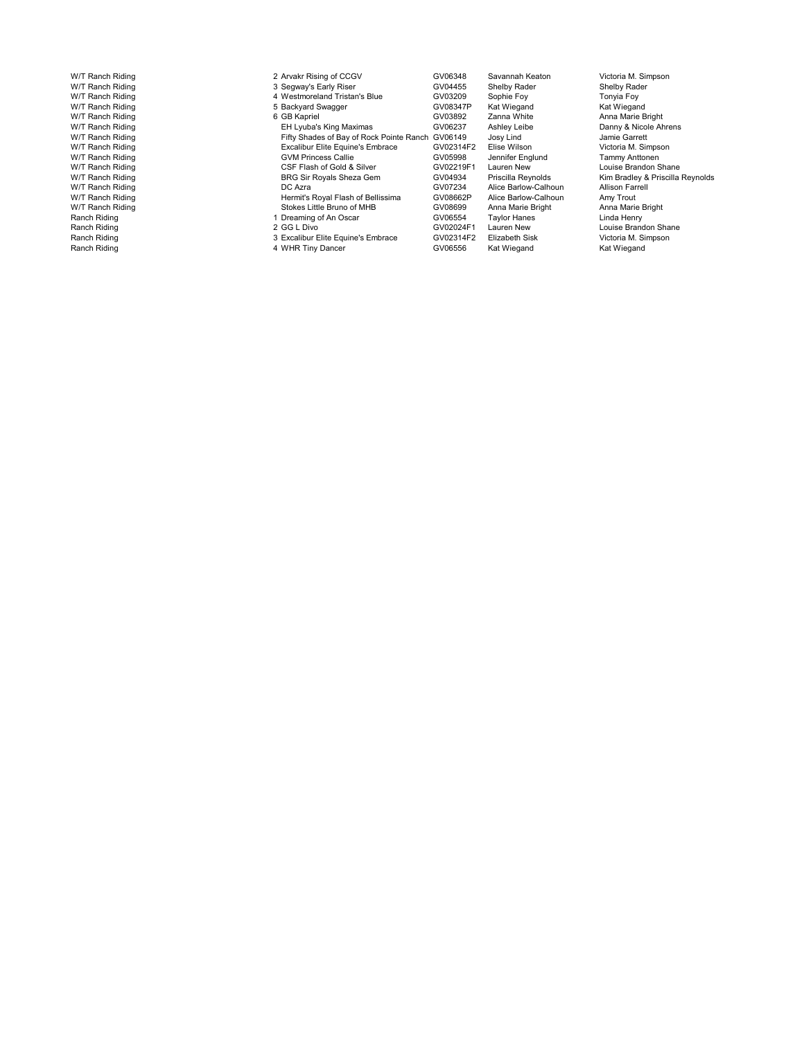| | | | | | |
|---|---|---|---|---|---|
| W/T Ranch Riding | 2 | Arvakr Rising of CCGV | GV06348 | Savannah Keaton | Victoria M. Simpson |
| W/T Ranch Riding | 3 | Segway's Early Riser | GV04455 | Shelby Rader | Shelby Rader |
| W/T Ranch Riding | 4 | Westmoreland Tristan's Blue | GV03209 | Sophie Foy | Tonyia Foy |
| W/T Ranch Riding | 5 | Backyard Swagger | GV08347P | Kat Wiegand | Kat Wiegand |
| W/T Ranch Riding | 6 | GB Kapriel | GV03892 | Zanna White | Anna Marie Bright |
| W/T Ranch Riding | | EH Lyuba's King Maximas | GV06237 | Ashley Leibe | Danny & Nicole Ahrens |
| W/T Ranch Riding | | Fifty Shades of Bay of Rock Pointe Ranch | GV06149 | Josy Lind | Jamie Garrett |
| W/T Ranch Riding | | Excalibur Elite Equine's Embrace | GV02314F2 | Elise Wilson | Victoria M. Simpson |
| W/T Ranch Riding | | GVM Princess Callie | GV05998 | Jennifer Englund | Tammy Anttonen |
| W/T Ranch Riding | | CSF Flash of Gold & Silver | GV02219F1 | Lauren New | Louise Brandon Shane |
| W/T Ranch Riding | | BRG Sir Royals Sheza Gem | GV04934 | Priscilla Reynolds | Kim Bradley & Priscilla Reynolds |
| W/T Ranch Riding | | DC Azra | GV07234 | Alice Barlow-Calhoun | Allison Farrell |
| W/T Ranch Riding | | Hermit's Royal Flash of Bellissima | GV08662P | Alice Barlow-Calhoun | Amy Trout |
| W/T Ranch Riding | | Stokes Little Bruno of MHB | GV08699 | Anna Marie Bright | Anna Marie Bright |
| Ranch Riding | 1 | Dreaming of An Oscar | GV06554 | Taylor Hanes | Linda Henry |
| Ranch Riding | 2 | GG L Divo | GV02024F1 | Lauren New | Louise Brandon Shane |
| Ranch Riding | 3 | Excalibur Elite Equine's Embrace | GV02314F2 | Elizabeth Sisk | Victoria M. Simpson |
| Ranch Riding | 4 | WHR Tiny Dancer | GV06556 | Kat Wiegand | Kat Wiegand |